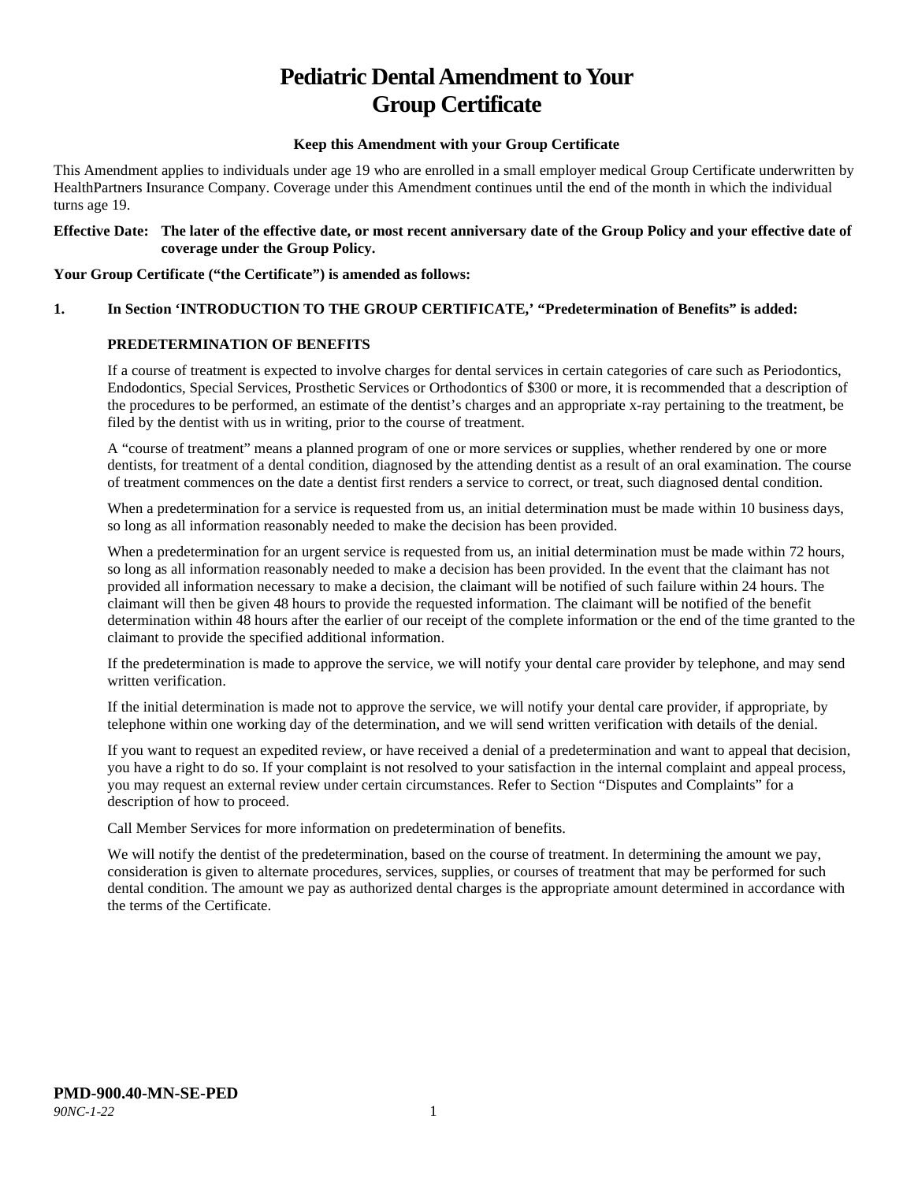# Pediatric Dental Amendment to Your Group Certificate

**Keep this Amendment with your Group Certificate**

This Amendment applies to individuals under age 19 who are enrolled in a small employer medical Group Certificate underwritten by HealthPartners Insurance Company. Coverage under this Amendment continues until the end of the month in which the individual turns age 19.

**Effective Date: The later of the effective date, or most recent anniversary date of the Group Policy and your effective date of coverage under the Group Policy.**

**Your Group Certificate ("the Certificate") is amended as follows:**

**1. In Section 'INTRODUCTION TO THE GROUP CERTIFICATE,' "Predetermination of Benefits" is added:**

**PREDETERMINATION OF BENEFITS**

If a course of treatment is expected to involve charges for dental services in certain categories of care such as Periodontics, Endodontics, Special Services, Prosthetic Services or Orthodontics of $300 or more, it is recommended that a description of the procedures to be performed, an estimate of the dentist's charges and an appropriate x-ray pertaining to the treatment, be filed by the dentist with us in writing, prior to the course of treatment.

A "course of treatment" means a planned program of one or more services or supplies, whether rendered by one or more dentists, for treatment of a dental condition, diagnosed by the attending dentist as a result of an oral examination. The course of treatment commences on the date a dentist first renders a service to correct, or treat, such diagnosed dental condition.

When a predetermination for a service is requested from us, an initial determination must be made within 10 business days, so long as all information reasonably needed to make the decision has been provided.

When a predetermination for an urgent service is requested from us, an initial determination must be made within 72 hours, so long as all information reasonably needed to make a decision has been provided. In the event that the claimant has not provided all information necessary to make a decision, the claimant will be notified of such failure within 24 hours. The claimant will then be given 48 hours to provide the requested information. The claimant will be notified of the benefit determination within 48 hours after the earlier of our receipt of the complete information or the end of the time granted to the claimant to provide the specified additional information.

If the predetermination is made to approve the service, we will notify your dental care provider by telephone, and may send written verification.

If the initial determination is made not to approve the service, we will notify your dental care provider, if appropriate, by telephone within one working day of the determination, and we will send written verification with details of the denial.

If you want to request an expedited review, or have received a denial of a predetermination and want to appeal that decision, you have a right to do so. If your complaint is not resolved to your satisfaction in the internal complaint and appeal process, you may request an external review under certain circumstances. Refer to Section "Disputes and Complaints" for a description of how to proceed.

Call Member Services for more information on predetermination of benefits.

We will notify the dentist of the predetermination, based on the course of treatment. In determining the amount we pay, consideration is given to alternate procedures, services, supplies, or courses of treatment that may be performed for such dental condition. The amount we pay as authorized dental charges is the appropriate amount determined in accordance with the terms of the Certificate.

**PMD-900.40-MN-SE-PED**

*90NC-1-22*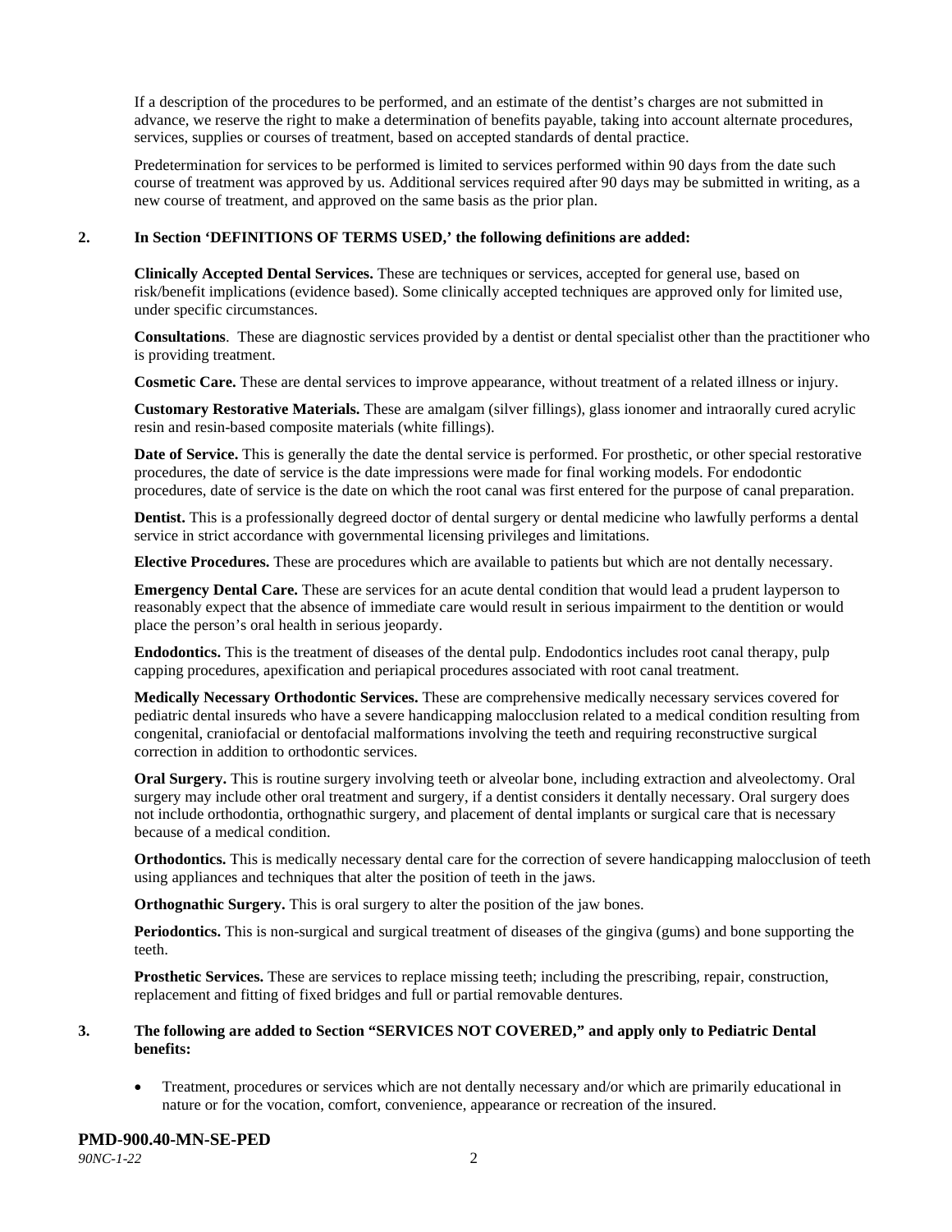If a description of the procedures to be performed, and an estimate of the dentist's charges are not submitted in advance, we reserve the right to make a determination of benefits payable, taking into account alternate procedures, services, supplies or courses of treatment, based on accepted standards of dental practice.

Predetermination for services to be performed is limited to services performed within 90 days from the date such course of treatment was approved by us. Additional services required after 90 days may be submitted in writing, as a new course of treatment, and approved on the same basis as the prior plan.

**2. In Section 'DEFINITIONS OF TERMS USED,' the following definitions are added:**

**Clinically Accepted Dental Services.** These are techniques or services, accepted for general use, based on risk/benefit implications (evidence based). Some clinically accepted techniques are approved only for limited use, under specific circumstances.

**Consultations**. These are diagnostic services provided by a dentist or dental specialist other than the practitioner who is providing treatment.

**Cosmetic Care.** These are dental services to improve appearance, without treatment of a related illness or injury.

**Customary Restorative Materials.** These are amalgam (silver fillings), glass ionomer and intraorally cured acrylic resin and resin-based composite materials (white fillings).

**Date of Service.** This is generally the date the dental service is performed. For prosthetic, or other special restorative procedures, the date of service is the date impressions were made for final working models. For endodontic procedures, date of service is the date on which the root canal was first entered for the purpose of canal preparation.

**Dentist.** This is a professionally degreed doctor of dental surgery or dental medicine who lawfully performs a dental service in strict accordance with governmental licensing privileges and limitations.

**Elective Procedures.** These are procedures which are available to patients but which are not dentally necessary.

**Emergency Dental Care.** These are services for an acute dental condition that would lead a prudent layperson to reasonably expect that the absence of immediate care would result in serious impairment to the dentition or would place the person's oral health in serious jeopardy.

**Endodontics.** This is the treatment of diseases of the dental pulp. Endodontics includes root canal therapy, pulp capping procedures, apexification and periapical procedures associated with root canal treatment.

**Medically Necessary Orthodontic Services.** These are comprehensive medically necessary services covered for pediatric dental insureds who have a severe handicapping malocclusion related to a medical condition resulting from congenital, craniofacial or dentofacial malformations involving the teeth and requiring reconstructive surgical correction in addition to orthodontic services.

**Oral Surgery.** This is routine surgery involving teeth or alveolar bone, including extraction and alveolectomy. Oral surgery may include other oral treatment and surgery, if a dentist considers it dentally necessary. Oral surgery does not include orthodontia, orthognathic surgery, and placement of dental implants or surgical care that is necessary because of a medical condition.

**Orthodontics.** This is medically necessary dental care for the correction of severe handicapping malocclusion of teeth using appliances and techniques that alter the position of teeth in the jaws.

**Orthognathic Surgery.** This is oral surgery to alter the position of the jaw bones.

**Periodontics.** This is non-surgical and surgical treatment of diseases of the gingiva (gums) and bone supporting the teeth.

**Prosthetic Services.** These are services to replace missing teeth; including the prescribing, repair, construction, replacement and fitting of fixed bridges and full or partial removable dentures.

**3. The following are added to Section "SERVICES NOT COVERED," and apply only to Pediatric Dental benefits:**

- Treatment, procedures or services which are not dentally necessary and/or which are primarily educational in nature or for the vocation, comfort, convenience, appearance or recreation of the insured.

**PMD-900.40-MN-SE-PED**

*90NC-1-22*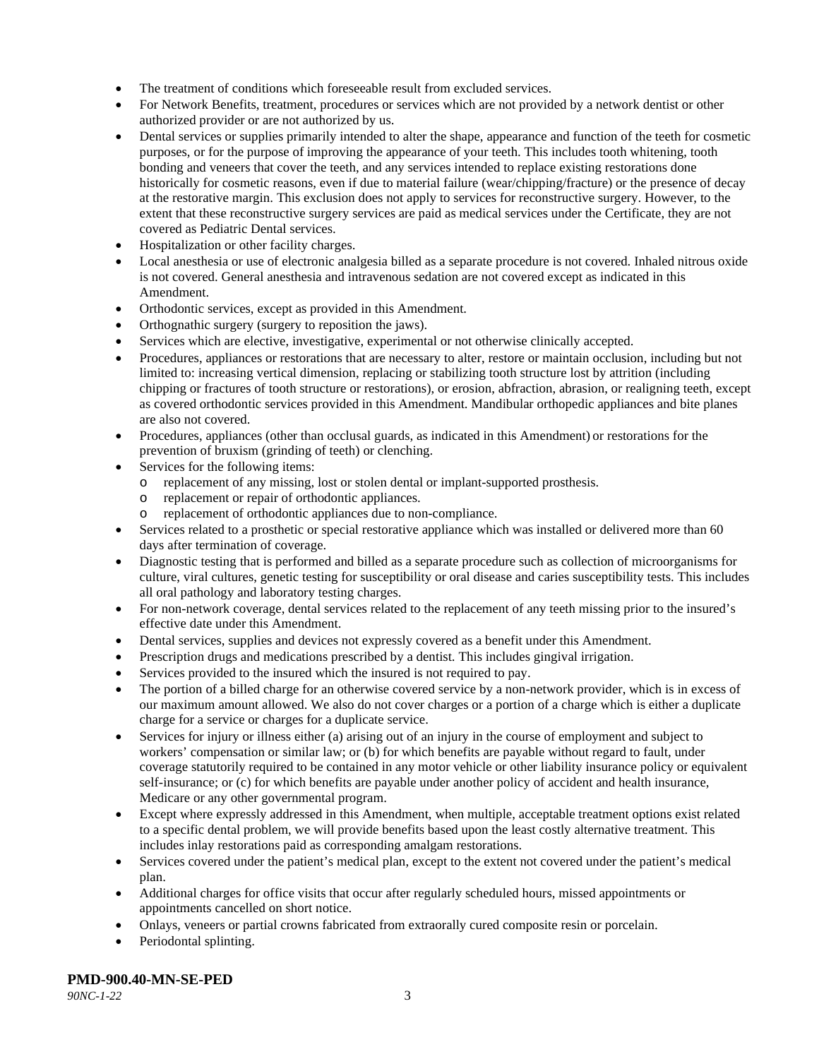- The treatment of conditions which foreseeable result from excluded services.
- For Network Benefits, treatment, procedures or services which are not provided by a network dentist or other authorized provider or are not authorized by us.
- Dental services or supplies primarily intended to alter the shape, appearance and function of the teeth for cosmetic purposes, or for the purpose of improving the appearance of your teeth. This includes tooth whitening, tooth bonding and veneers that cover the teeth, and any services intended to replace existing restorations done historically for cosmetic reasons, even if due to material failure (wear/chipping/fracture) or the presence of decay at the restorative margin. This exclusion does not apply to services for reconstructive surgery. However, to the extent that these reconstructive surgery services are paid as medical services under the Certificate, they are not covered as Pediatric Dental services.
- Hospitalization or other facility charges.
- Local anesthesia or use of electronic analgesia billed as a separate procedure is not covered. Inhaled nitrous oxide is not covered. General anesthesia and intravenous sedation are not covered except as indicated in this Amendment.
- Orthodontic services, except as provided in this Amendment.
- Orthognathic surgery (surgery to reposition the jaws).
- Services which are elective, investigative, experimental or not otherwise clinically accepted.
- Procedures, appliances or restorations that are necessary to alter, restore or maintain occlusion, including but not limited to: increasing vertical dimension, replacing or stabilizing tooth structure lost by attrition (including chipping or fractures of tooth structure or restorations), or erosion, abfraction, abrasion, or realigning teeth, except as covered orthodontic services provided in this Amendment. Mandibular orthopedic appliances and bite planes are also not covered.
- Procedures, appliances (other than occlusal guards, as indicated in this Amendment) or restorations for the prevention of bruxism (grinding of teeth) or clenching.
- Services for the following items:
  - replacement of any missing, lost or stolen dental or implant-supported prosthesis.
  - replacement or repair of orthodontic appliances.
  - replacement of orthodontic appliances due to non-compliance.
- Services related to a prosthetic or special restorative appliance which was installed or delivered more than 60 days after termination of coverage.
- Diagnostic testing that is performed and billed as a separate procedure such as collection of microorganisms for culture, viral cultures, genetic testing for susceptibility or oral disease and caries susceptibility tests. This includes all oral pathology and laboratory testing charges.
- For non-network coverage, dental services related to the replacement of any teeth missing prior to the insured's effective date under this Amendment.
- Dental services, supplies and devices not expressly covered as a benefit under this Amendment.
- Prescription drugs and medications prescribed by a dentist. This includes gingival irrigation.
- Services provided to the insured which the insured is not required to pay.
- The portion of a billed charge for an otherwise covered service by a non-network provider, which is in excess of our maximum amount allowed. We also do not cover charges or a portion of a charge which is either a duplicate charge for a service or charges for a duplicate service.
- Services for injury or illness either (a) arising out of an injury in the course of employment and subject to workers' compensation or similar law; or (b) for which benefits are payable without regard to fault, under coverage statutorily required to be contained in any motor vehicle or other liability insurance policy or equivalent self-insurance; or (c) for which benefits are payable under another policy of accident and health insurance, Medicare or any other governmental program.
- Except where expressly addressed in this Amendment, when multiple, acceptable treatment options exist related to a specific dental problem, we will provide benefits based upon the least costly alternative treatment. This includes inlay restorations paid as corresponding amalgam restorations.
- Services covered under the patient's medical plan, except to the extent not covered under the patient's medical plan.
- Additional charges for office visits that occur after regularly scheduled hours, missed appointments or appointments cancelled on short notice.
- Onlays, veneers or partial crowns fabricated from extraorally cured composite resin or porcelain.
- Periodontal splinting.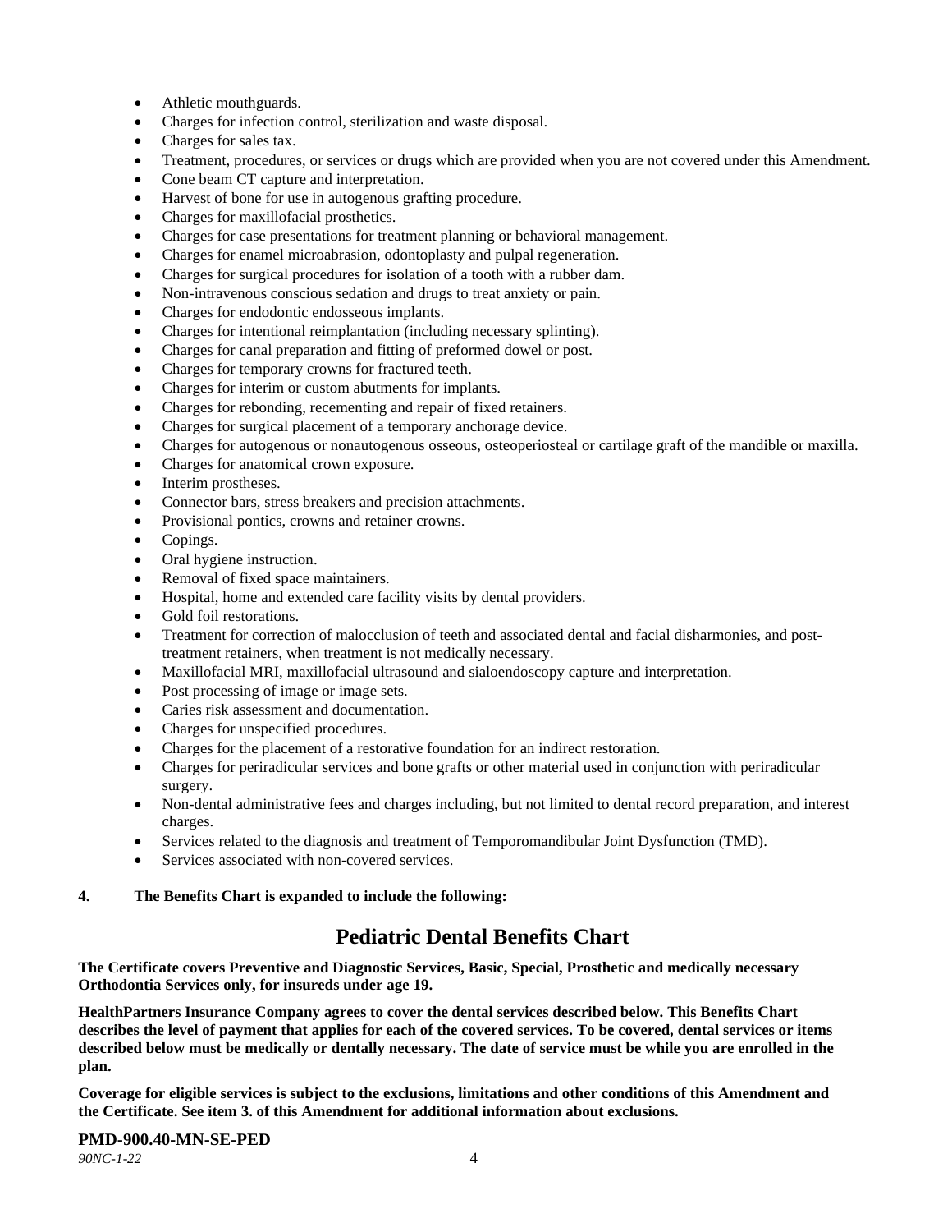- Athletic mouthguards.
- Charges for infection control, sterilization and waste disposal.
- Charges for sales tax.
- Treatment, procedures, or services or drugs which are provided when you are not covered under this Amendment.
- Cone beam CT capture and interpretation.
- Harvest of bone for use in autogenous grafting procedure.
- Charges for maxillofacial prosthetics.
- Charges for case presentations for treatment planning or behavioral management.
- Charges for enamel microabrasion, odontoplasty and pulpal regeneration.
- Charges for surgical procedures for isolation of a tooth with a rubber dam.
- Non-intravenous conscious sedation and drugs to treat anxiety or pain.
- Charges for endodontic endosseous implants.
- Charges for intentional reimplantation (including necessary splinting).
- Charges for canal preparation and fitting of preformed dowel or post.
- Charges for temporary crowns for fractured teeth.
- Charges for interim or custom abutments for implants.
- Charges for rebonding, recementing and repair of fixed retainers.
- Charges for surgical placement of a temporary anchorage device.
- Charges for autogenous or nonautogenous osseous, osteoperiosteal or cartilage graft of the mandible or maxilla.
- Charges for anatomical crown exposure.
- Interim prostheses.
- Connector bars, stress breakers and precision attachments.
- Provisional pontics, crowns and retainer crowns.
- Copings.
- Oral hygiene instruction.
- Removal of fixed space maintainers.
- Hospital, home and extended care facility visits by dental providers.
- Gold foil restorations.
- Treatment for correction of malocclusion of teeth and associated dental and facial disharmonies, and post-treatment retainers, when treatment is not medically necessary.
- Maxillofacial MRI, maxillofacial ultrasound and sialoendoscopy capture and interpretation.
- Post processing of image or image sets.
- Caries risk assessment and documentation.
- Charges for unspecified procedures.
- Charges for the placement of a restorative foundation for an indirect restoration.
- Charges for periradicular services and bone grafts or other material used in conjunction with periradicular surgery.
- Non-dental administrative fees and charges including, but not limited to dental record preparation, and interest charges.
- Services related to the diagnosis and treatment of Temporomandibular Joint Dysfunction (TMD).
- Services associated with non-covered services.

**4. The Benefits Chart is expanded to include the following:**

## Pediatric Dental Benefits Chart

**The Certificate covers Preventive and Diagnostic Services, Basic, Special, Prosthetic and medically necessary Orthodontia Services only, for insureds under age 19.**

**HealthPartners Insurance Company agrees to cover the dental services described below. This Benefits Chart describes the level of payment that applies for each of the covered services. To be covered, dental services or items described below must be medically or dentally necessary. The date of service must be while you are enrolled in the plan.**

**Coverage for eligible services is subject to the exclusions, limitations and other conditions of this Amendment and the Certificate. See item 3. of this Amendment for additional information about exclusions.**

**PMD-900.40-MN-SE-PED**
*90NC-1-22*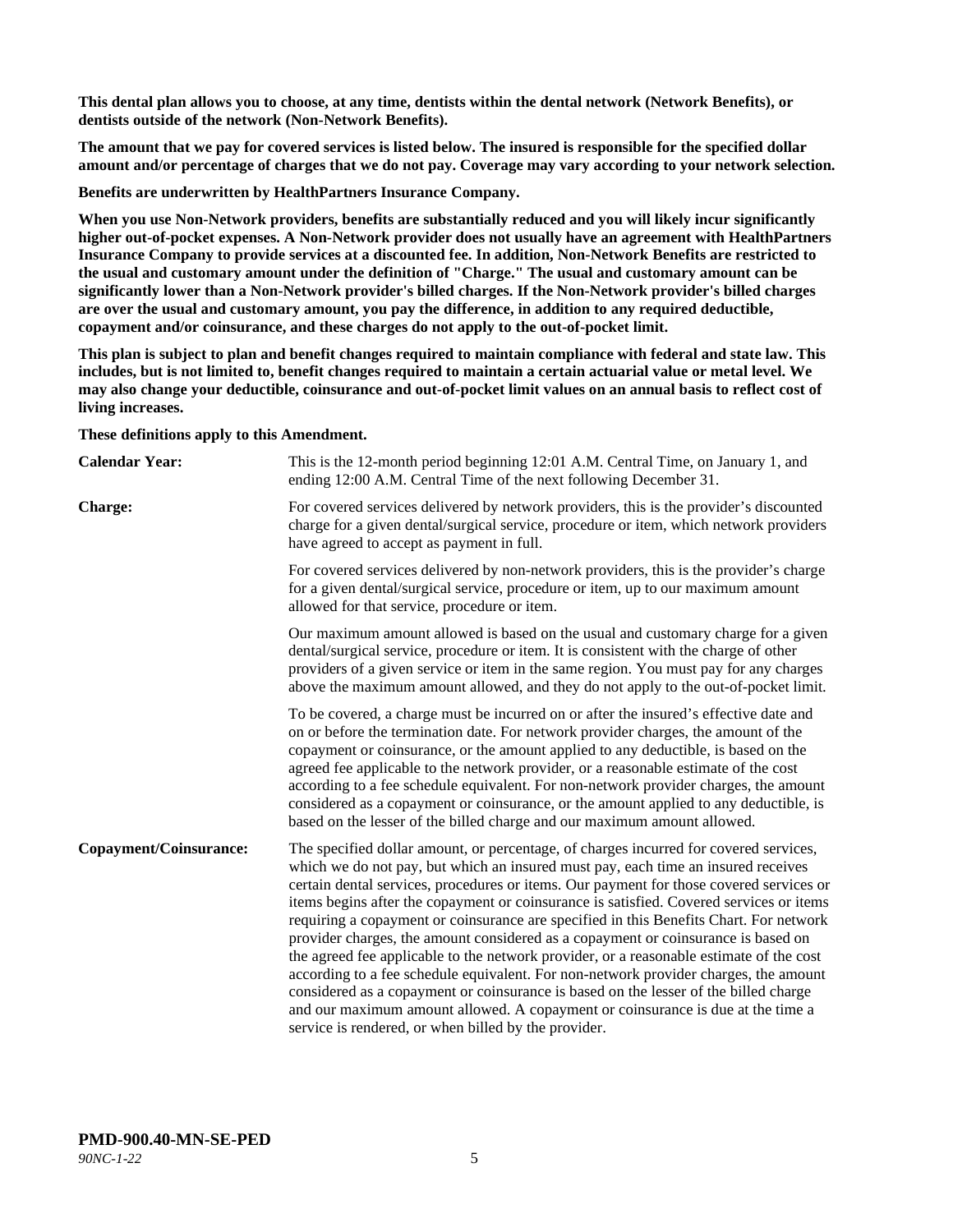**This dental plan allows you to choose, at any time, dentists within the dental network (Network Benefits), or dentists outside of the network (Non-Network Benefits).**

**The amount that we pay for covered services is listed below. The insured is responsible for the specified dollar amount and/or percentage of charges that we do not pay. Coverage may vary according to your network selection.**

**Benefits are underwritten by HealthPartners Insurance Company.**

**When you use Non-Network providers, benefits are substantially reduced and you will likely incur significantly higher out-of-pocket expenses. A Non-Network provider does not usually have an agreement with HealthPartners Insurance Company to provide services at a discounted fee. In addition, Non-Network Benefits are restricted to the usual and customary amount under the definition of "Charge." The usual and customary amount can be significantly lower than a Non-Network provider's billed charges. If the Non-Network provider's billed charges are over the usual and customary amount, you pay the difference, in addition to any required deductible, copayment and/or coinsurance, and these charges do not apply to the out-of-pocket limit.**

**This plan is subject to plan and benefit changes required to maintain compliance with federal and state law. This includes, but is not limited to, benefit changes required to maintain a certain actuarial value or metal level. We may also change your deductible, coinsurance and out-of-pocket limit values on an annual basis to reflect cost of living increases.**

**These definitions apply to this Amendment.**

| | |
|---|---|
| **Calendar Year:** | This is the 12-month period beginning 12:01 A.M. Central Time, on January 1, and ending 12:00 A.M. Central Time of the next following December 31. |
| **Charge:** | For covered services delivered by network providers, this is the provider's discounted charge for a given dental/surgical service, procedure or item, which network providers have agreed to accept as payment in full. |
| | For covered services delivered by non-network providers, this is the provider's charge for a given dental/surgical service, procedure or item, up to our maximum amount allowed for that service, procedure or item. |
| | Our maximum amount allowed is based on the usual and customary charge for a given dental/surgical service, procedure or item. It is consistent with the charge of other providers of a given service or item in the same region. You must pay for any charges above the maximum amount allowed, and they do not apply to the out-of-pocket limit. |
| | To be covered, a charge must be incurred on or after the insured's effective date and on or before the termination date. For network provider charges, the amount of the copayment or coinsurance, or the amount applied to any deductible, is based on the agreed fee applicable to the network provider, or a reasonable estimate of the cost according to a fee schedule equivalent. For non-network provider charges, the amount considered as a copayment or coinsurance, or the amount applied to any deductible, is based on the lesser of the billed charge and our maximum amount allowed. |
| **Copayment/Coinsurance:** | The specified dollar amount, or percentage, of charges incurred for covered services, which we do not pay, but which an insured must pay, each time an insured receives certain dental services, procedures or items. Our payment for those covered services or items begins after the copayment or coinsurance is satisfied. Covered services or items requiring a copayment or coinsurance are specified in this Benefits Chart. For network provider charges, the amount considered as a copayment or coinsurance is based on the agreed fee applicable to the network provider, or a reasonable estimate of the cost according to a fee schedule equivalent. For non-network provider charges, the amount considered as a copayment or coinsurance is based on the lesser of the billed charge and our maximum amount allowed. A copayment or coinsurance is due at the time a service is rendered, or when billed by the provider. |

**PMD-900.40-MN-SE-PED**
*90NC-1-22*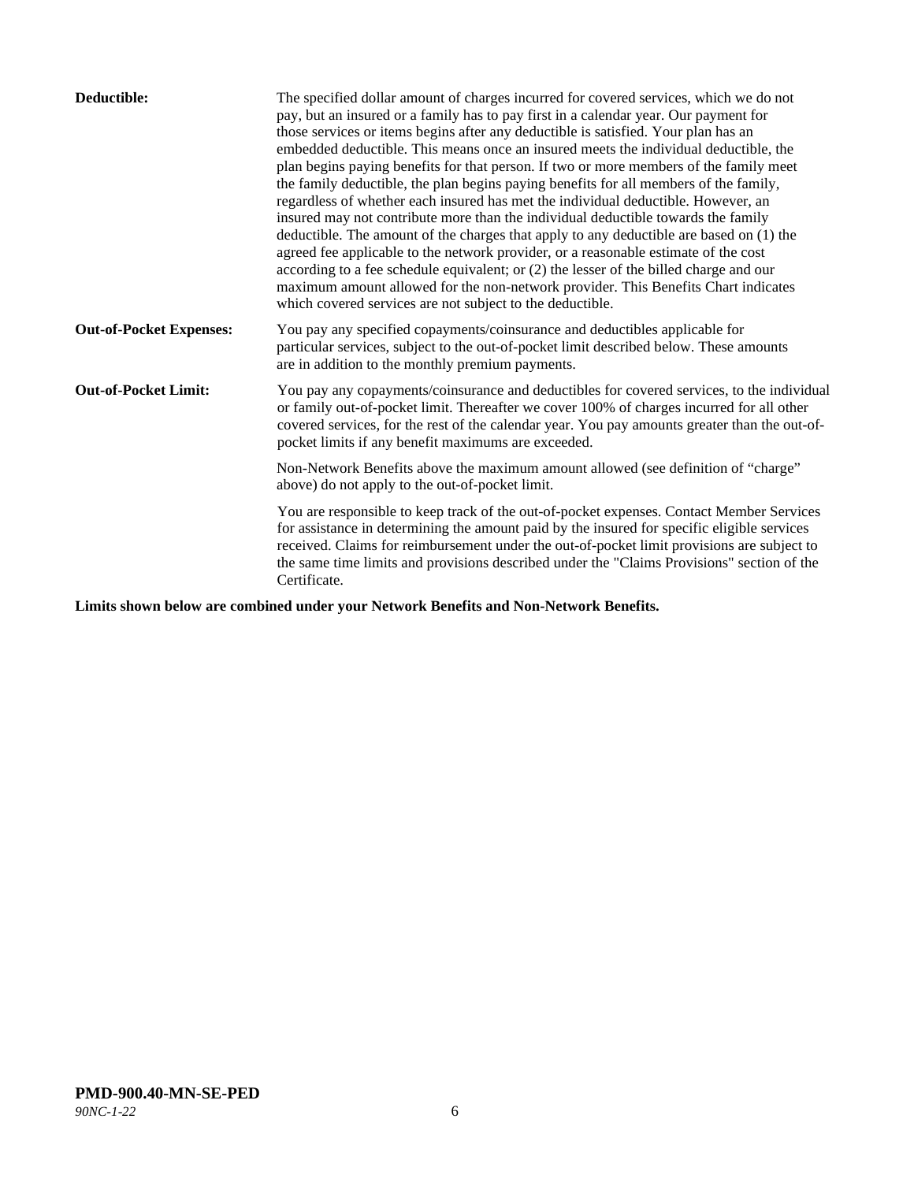| | |
|---|---|
| **Deductible:** | The specified dollar amount of charges incurred for covered services, which we do not pay, but an insured or a family has to pay first in a calendar year. Our payment for those services or items begins after any deductible is satisfied. Your plan has an embedded deductible. This means once an insured meets the individual deductible, the plan begins paying benefits for that person. If two or more members of the family meet the family deductible, the plan begins paying benefits for all members of the family, regardless of whether each insured has met the individual deductible. However, an insured may not contribute more than the individual deductible towards the family deductible. The amount of the charges that apply to any deductible are based on (1) the agreed fee applicable to the network provider, or a reasonable estimate of the cost according to a fee schedule equivalent; or (2) the lesser of the billed charge and our maximum amount allowed for the non-network provider. This Benefits Chart indicates which covered services are not subject to the deductible. |
| **Out-of-Pocket Expenses:** | You pay any specified copayments/coinsurance and deductibles applicable for particular services, subject to the out-of-pocket limit described below. These amounts are in addition to the monthly premium payments. |
| **Out-of-Pocket Limit:** | You pay any copayments/coinsurance and deductibles for covered services, to the individual or family out-of-pocket limit. Thereafter we cover 100% of charges incurred for all other covered services, for the rest of the calendar year. You pay amounts greater than the out-of-pocket limits if any benefit maximums are exceeded.<br><br>Non-Network Benefits above the maximum amount allowed (see definition of "charge" above) do not apply to the out-of-pocket limit.<br><br>You are responsible to keep track of the out-of-pocket expenses. Contact Member Services for assistance in determining the amount paid by the insured for specific eligible services received. Claims for reimbursement under the out-of-pocket limit provisions are subject to the same time limits and provisions described under the "Claims Provisions" section of the Certificate. |

**Limits shown below are combined under your Network Benefits and Non-Network Benefits.**

**PMD-900.40-MN-SE-PED**
*90NC-1-22*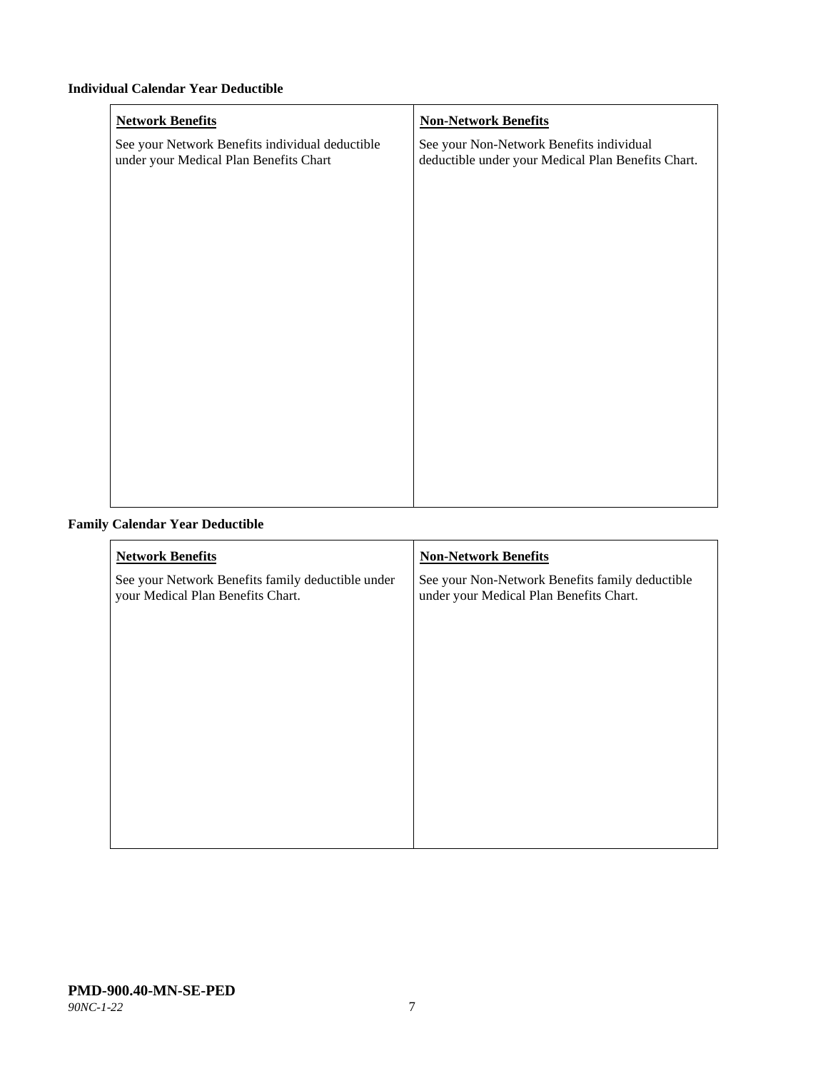**Individual Calendar Year Deductible**

| **Network Benefits** | **Non-Network Benefits** |
|---|---|
| See your Network Benefits individual deductible under your Medical Plan Benefits Chart | See your Non-Network Benefits individual deductible under your Medical Plan Benefits Chart. |

**Family Calendar Year Deductible**

| **Network Benefits** | **Non-Network Benefits** |
|---|---|
| See your Network Benefits family deductible under your Medical Plan Benefits Chart. | See your Non-Network Benefits family deductible under your Medical Plan Benefits Chart. |

**PMD-900.40-MN-SE-PED**
*90NC-1-22*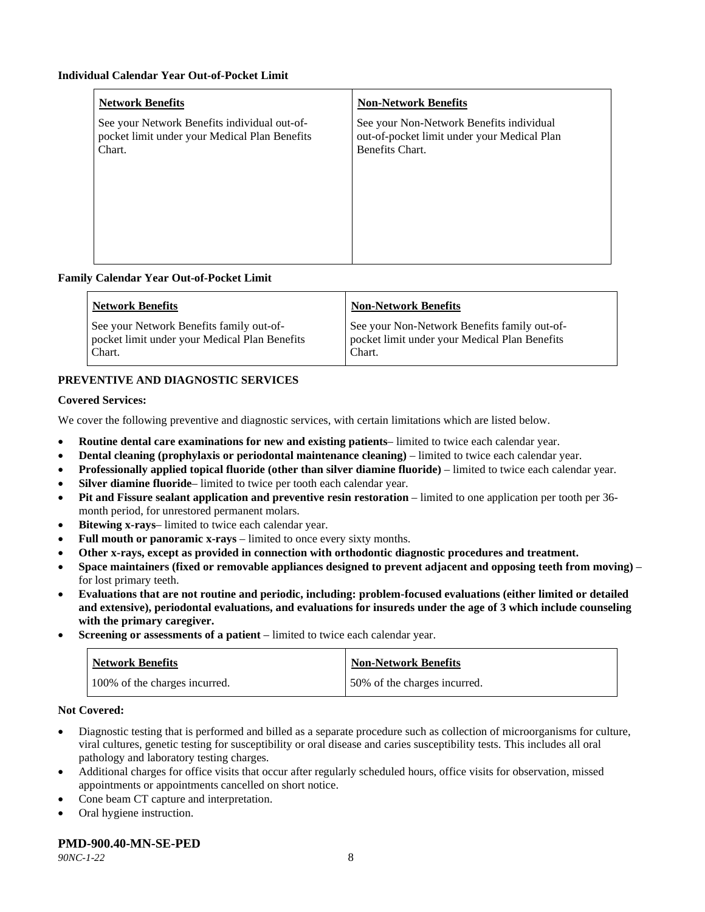**Individual Calendar Year Out-of-Pocket Limit**

| Network Benefits | Non-Network Benefits |
|---|---|
| See your Network Benefits individual out-of-pocket limit under your Medical Plan Benefits Chart. | See your Non-Network Benefits individual out-of-pocket limit under your Medical Plan Benefits Chart. |

**Family Calendar Year Out-of-Pocket Limit**

| Network Benefits | Non-Network Benefits |
|---|---|
| See your Network Benefits family out-of-pocket limit under your Medical Plan Benefits Chart. | See your Non-Network Benefits family out-of-pocket limit under your Medical Plan Benefits Chart. |

**PREVENTIVE AND DIAGNOSTIC SERVICES**

**Covered Services:**

We cover the following preventive and diagnostic services, with certain limitations which are listed below.

- **Routine dental care examinations for new and existing patients**– limited to twice each calendar year.
- **Dental cleaning (prophylaxis or periodontal maintenance cleaning)** – limited to twice each calendar year.
- **Professionally applied topical fluoride (other than silver diamine fluoride)** – limited to twice each calendar year.
- **Silver diamine fluoride**– limited to twice per tooth each calendar year.
- **Pit and Fissure sealant application and preventive resin restoration** – limited to one application per tooth per 36-month period, for unrestored permanent molars.
- **Bitewing x-rays**– limited to twice each calendar year.
- **Full mouth or panoramic x-rays** – limited to once every sixty months.
- **Other x-rays, except as provided in connection with orthodontic diagnostic procedures and treatment.**
- **Space maintainers (fixed or removable appliances designed to prevent adjacent and opposing teeth from moving)** – for lost primary teeth.
- **Evaluations that are not routine and periodic, including: problem-focused evaluations (either limited or detailed and extensive), periodontal evaluations, and evaluations for insureds under the age of 3 which include counseling with the primary caregiver.**
- **Screening or assessments of a patient** – limited to twice each calendar year.

| Network Benefits | Non-Network Benefits |
|---|---|
| 100% of the charges incurred. | 50% of the charges incurred. |

**Not Covered:**

- Diagnostic testing that is performed and billed as a separate procedure such as collection of microorganisms for culture, viral cultures, genetic testing for susceptibility or oral disease and caries susceptibility tests. This includes all oral pathology and laboratory testing charges.
- Additional charges for office visits that occur after regularly scheduled hours, office visits for observation, missed appointments or appointments cancelled on short notice.
- Cone beam CT capture and interpretation.
- Oral hygiene instruction.

**PMD-900.40-MN-SE-PED**

*90NC-1-22*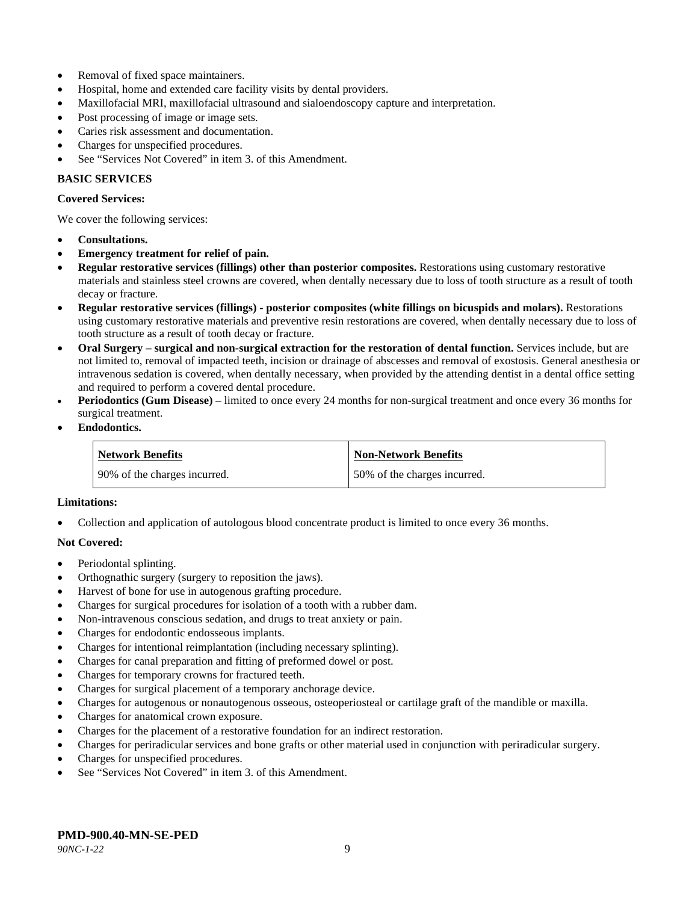- Removal of fixed space maintainers.
- Hospital, home and extended care facility visits by dental providers.
- Maxillofacial MRI, maxillofacial ultrasound and sialoendoscopy capture and interpretation.
- Post processing of image or image sets.
- Caries risk assessment and documentation.
- Charges for unspecified procedures.
- See "Services Not Covered" in item 3. of this Amendment.

**BASIC SERVICES**

**Covered Services:**

We cover the following services:

- **Consultations.**
- **Emergency treatment for relief of pain.**
- **Regular restorative services (fillings) other than posterior composites.** Restorations using customary restorative materials and stainless steel crowns are covered, when dentally necessary due to loss of tooth structure as a result of tooth decay or fracture.
- **Regular restorative services (fillings) - posterior composites (white fillings on bicuspids and molars).** Restorations using customary restorative materials and preventive resin restorations are covered, when dentally necessary due to loss of tooth structure as a result of tooth decay or fracture.
- **Oral Surgery – surgical and non-surgical extraction for the restoration of dental function.** Services include, but are not limited to, removal of impacted teeth, incision or drainage of abscesses and removal of exostosis. General anesthesia or intravenous sedation is covered, when dentally necessary, when provided by the attending dentist in a dental office setting and required to perform a covered dental procedure.
- **Periodontics (Gum Disease)** – limited to once every 24 months for non-surgical treatment and once every 36 months for surgical treatment.
- **Endodontics.**

| Network Benefits | Non-Network Benefits |
|---|---|
| 90% of the charges incurred. | 50% of the charges incurred. |

**Limitations:**

- Collection and application of autologous blood concentrate product is limited to once every 36 months.

**Not Covered:**

- Periodontal splinting.
- Orthognathic surgery (surgery to reposition the jaws).
- Harvest of bone for use in autogenous grafting procedure.
- Charges for surgical procedures for isolation of a tooth with a rubber dam.
- Non-intravenous conscious sedation, and drugs to treat anxiety or pain.
- Charges for endodontic endosseous implants.
- Charges for intentional reimplantation (including necessary splinting).
- Charges for canal preparation and fitting of preformed dowel or post.
- Charges for temporary crowns for fractured teeth.
- Charges for surgical placement of a temporary anchorage device.
- Charges for autogenous or nonautogenous osseous, osteoperiosteal or cartilage graft of the mandible or maxilla.
- Charges for anatomical crown exposure.
- Charges for the placement of a restorative foundation for an indirect restoration.
- Charges for periradicular services and bone grafts or other material used in conjunction with periradicular surgery.
- Charges for unspecified procedures.
- See "Services Not Covered" in item 3. of this Amendment.

**PMD-900.40-MN-SE-PED**
*90NC-1-22*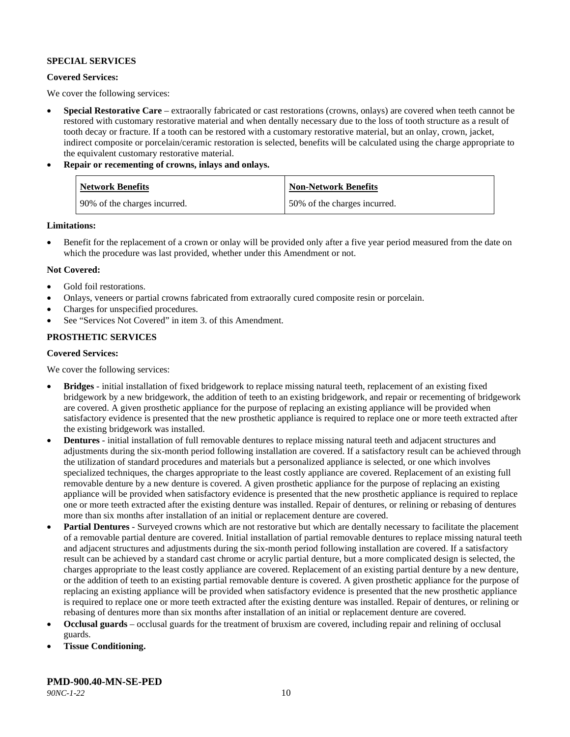**SPECIAL SERVICES**

**Covered Services:**

We cover the following services:

- **Special Restorative Care** – extraorally fabricated or cast restorations (crowns, onlays) are covered when teeth cannot be restored with customary restorative material and when dentally necessary due to the loss of tooth structure as a result of tooth decay or fracture. If a tooth can be restored with a customary restorative material, but an onlay, crown, jacket, indirect composite or porcelain/ceramic restoration is selected, benefits will be calculated using the charge appropriate to the equivalent customary restorative material.
- **Repair or recementing of crowns, inlays and onlays.**

| Network Benefits | Non-Network Benefits |
|---|---|
| 90% of the charges incurred. | 50% of the charges incurred. |

**Limitations:**

- Benefit for the replacement of a crown or onlay will be provided only after a five year period measured from the date on which the procedure was last provided, whether under this Amendment or not.

**Not Covered:**

- Gold foil restorations.
- Onlays, veneers or partial crowns fabricated from extraorally cured composite resin or porcelain.
- Charges for unspecified procedures.
- See "Services Not Covered" in item 3. of this Amendment.

**PROSTHETIC SERVICES**

**Covered Services:**

We cover the following services:

- **Bridges** - initial installation of fixed bridgework to replace missing natural teeth, replacement of an existing fixed bridgework by a new bridgework, the addition of teeth to an existing bridgework, and repair or recementing of bridgework are covered. A given prosthetic appliance for the purpose of replacing an existing appliance will be provided when satisfactory evidence is presented that the new prosthetic appliance is required to replace one or more teeth extracted after the existing bridgework was installed.
- **Dentures** - initial installation of full removable dentures to replace missing natural teeth and adjacent structures and adjustments during the six-month period following installation are covered. If a satisfactory result can be achieved through the utilization of standard procedures and materials but a personalized appliance is selected, or one which involves specialized techniques, the charges appropriate to the least costly appliance are covered. Replacement of an existing full removable denture by a new denture is covered. A given prosthetic appliance for the purpose of replacing an existing appliance will be provided when satisfactory evidence is presented that the new prosthetic appliance is required to replace one or more teeth extracted after the existing denture was installed. Repair of dentures, or relining or rebasing of dentures more than six months after installation of an initial or replacement denture are covered.
- **Partial Dentures** - Surveyed crowns which are not restorative but which are dentally necessary to facilitate the placement of a removable partial denture are covered. Initial installation of partial removable dentures to replace missing natural teeth and adjacent structures and adjustments during the six-month period following installation are covered. If a satisfactory result can be achieved by a standard cast chrome or acrylic partial denture, but a more complicated design is selected, the charges appropriate to the least costly appliance are covered. Replacement of an existing partial denture by a new denture, or the addition of teeth to an existing partial removable denture is covered. A given prosthetic appliance for the purpose of replacing an existing appliance will be provided when satisfactory evidence is presented that the new prosthetic appliance is required to replace one or more teeth extracted after the existing denture was installed. Repair of dentures, or relining or rebasing of dentures more than six months after installation of an initial or replacement denture are covered.
- **Occlusal guards** – occlusal guards for the treatment of bruxism are covered, including repair and relining of occlusal guards.
- **Tissue Conditioning.**

**PMD-900.40-MN-SE-PED**
*90NC-1-22*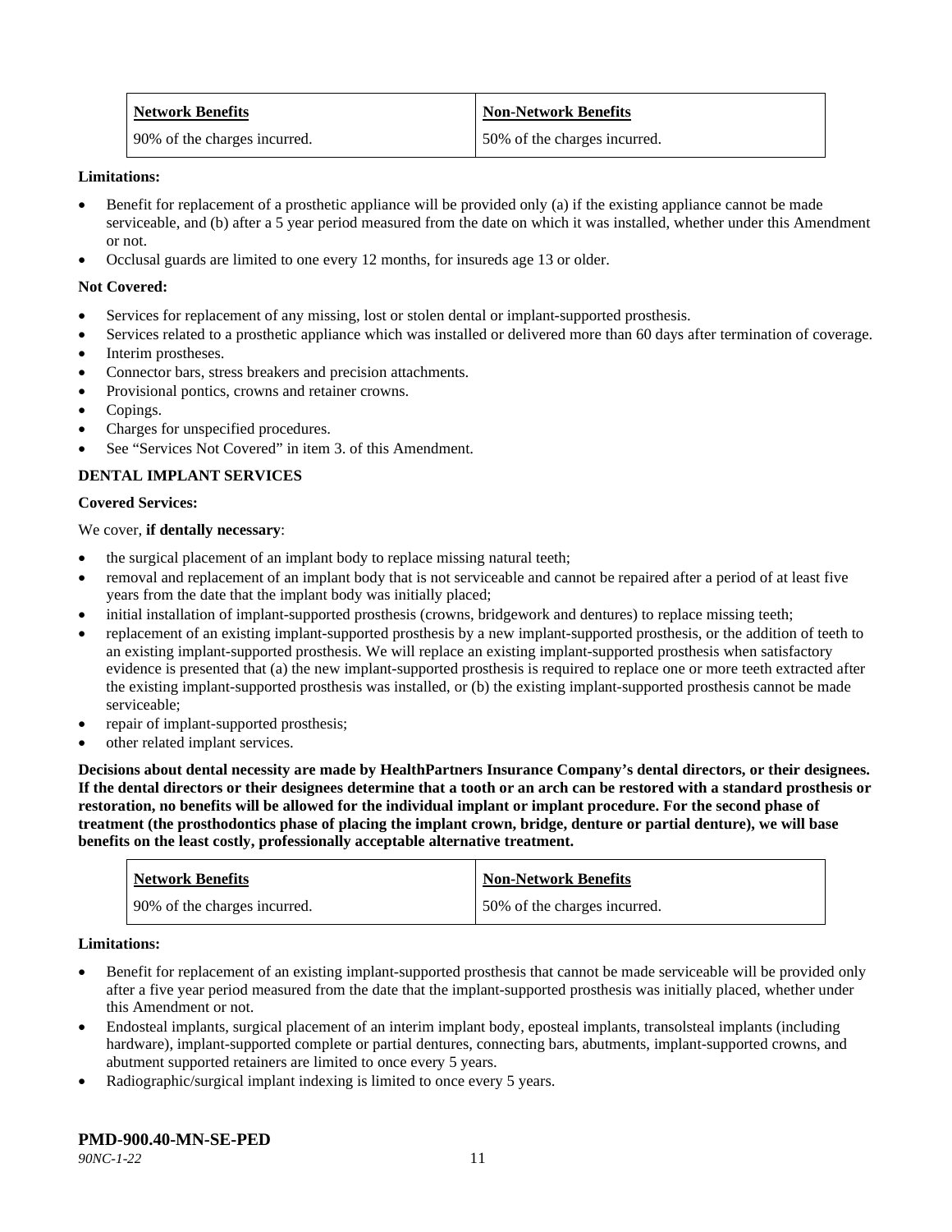| Network Benefits | Non-Network Benefits |
|---|---|
| 90% of the charges incurred. | 50% of the charges incurred. |

**Limitations:**

- Benefit for replacement of a prosthetic appliance will be provided only (a) if the existing appliance cannot be made serviceable, and (b) after a 5 year period measured from the date on which it was installed, whether under this Amendment or not.
- Occlusal guards are limited to one every 12 months, for insureds age 13 or older.

**Not Covered:**

- Services for replacement of any missing, lost or stolen dental or implant-supported prosthesis.
- Services related to a prosthetic appliance which was installed or delivered more than 60 days after termination of coverage.
- Interim prostheses.
- Connector bars, stress breakers and precision attachments.
- Provisional pontics, crowns and retainer crowns.
- Copings.
- Charges for unspecified procedures.
- See "Services Not Covered" in item 3. of this Amendment.

**DENTAL IMPLANT SERVICES**

**Covered Services:**

We cover, **if dentally necessary**:

- the surgical placement of an implant body to replace missing natural teeth;
- removal and replacement of an implant body that is not serviceable and cannot be repaired after a period of at least five years from the date that the implant body was initially placed;
- initial installation of implant-supported prosthesis (crowns, bridgework and dentures) to replace missing teeth;
- replacement of an existing implant-supported prosthesis by a new implant-supported prosthesis, or the addition of teeth to an existing implant-supported prosthesis. We will replace an existing implant-supported prosthesis when satisfactory evidence is presented that (a) the new implant-supported prosthesis is required to replace one or more teeth extracted after the existing implant-supported prosthesis was installed, or (b) the existing implant-supported prosthesis cannot be made serviceable;
- repair of implant-supported prosthesis;
- other related implant services.

**Decisions about dental necessity are made by HealthPartners Insurance Company's dental directors, or their designees. If the dental directors or their designees determine that a tooth or an arch can be restored with a standard prosthesis or restoration, no benefits will be allowed for the individual implant or implant procedure. For the second phase of treatment (the prosthodontics phase of placing the implant crown, bridge, denture or partial denture), we will base benefits on the least costly, professionally acceptable alternative treatment.**

| Network Benefits | Non-Network Benefits |
|---|---|
| 90% of the charges incurred. | 50% of the charges incurred. |

**Limitations:**

- Benefit for replacement of an existing implant-supported prosthesis that cannot be made serviceable will be provided only after a five year period measured from the date that the implant-supported prosthesis was initially placed, whether under this Amendment or not.
- Endosteal implants, surgical placement of an interim implant body, eposteal implants, transolsteal implants (including hardware), implant-supported complete or partial dentures, connecting bars, abutments, implant-supported crowns, and abutment supported retainers are limited to once every 5 years.
- Radiographic/surgical implant indexing is limited to once every 5 years.

**PMD-900.40-MN-SE-PED**

*90NC-1-22*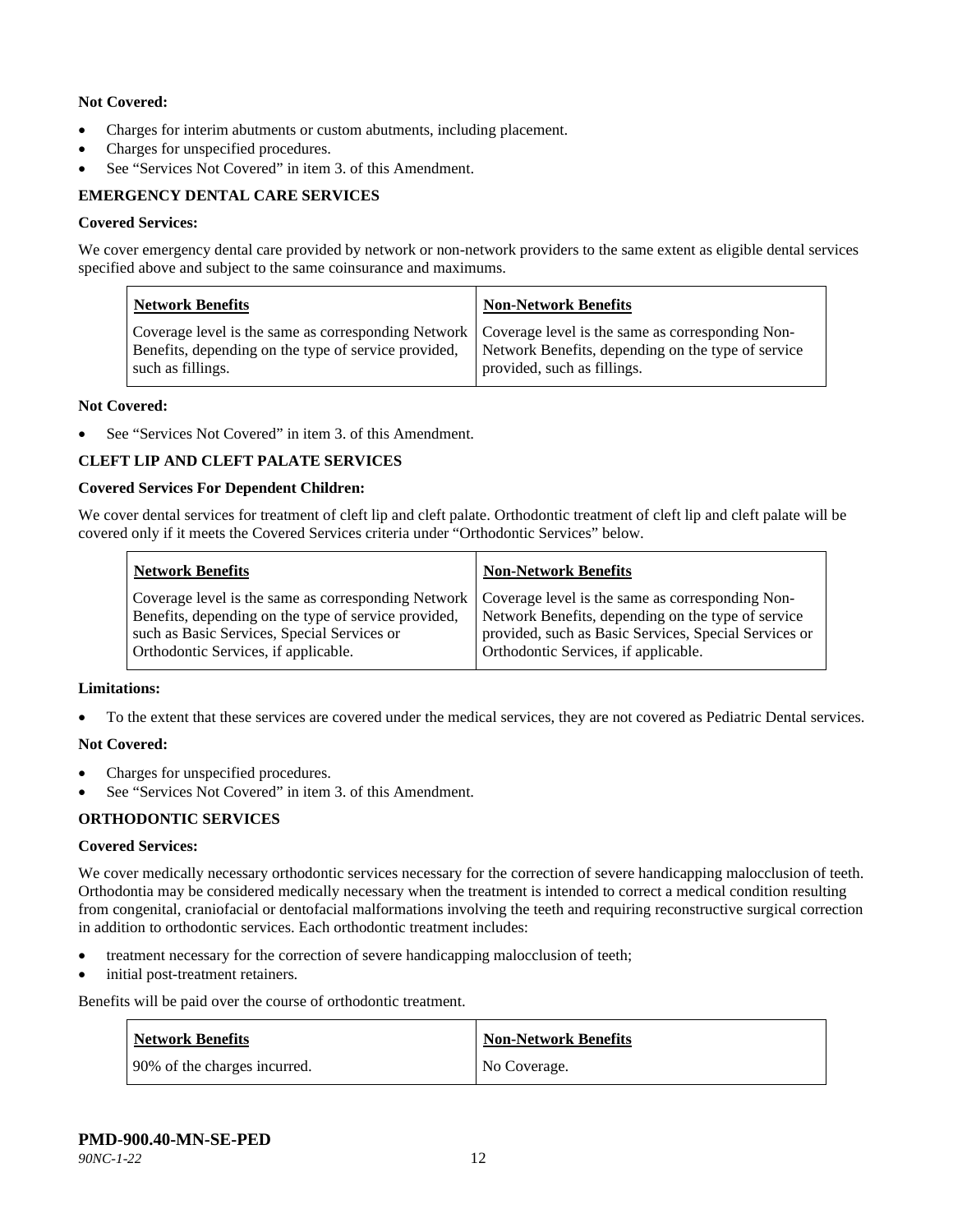**Not Covered:**

- Charges for interim abutments or custom abutments, including placement.
- Charges for unspecified procedures.
- See "Services Not Covered" in item 3. of this Amendment.

**EMERGENCY DENTAL CARE SERVICES**

**Covered Services:**

We cover emergency dental care provided by network or non-network providers to the same extent as eligible dental services specified above and subject to the same coinsurance and maximums.

| Network Benefits | Non-Network Benefits |
| --- | --- |
| Coverage level is the same as corresponding Network Benefits, depending on the type of service provided, such as fillings. | Coverage level is the same as corresponding Non-Network Benefits, depending on the type of service provided, such as fillings. |

**Not Covered:**

- See "Services Not Covered" in item 3. of this Amendment.

**CLEFT LIP AND CLEFT PALATE SERVICES**

**Covered Services For Dependent Children:**

We cover dental services for treatment of cleft lip and cleft palate. Orthodontic treatment of cleft lip and cleft palate will be covered only if it meets the Covered Services criteria under "Orthodontic Services" below.

| Network Benefits | Non-Network Benefits |
| --- | --- |
| Coverage level is the same as corresponding Network Benefits, depending on the type of service provided, such as Basic Services, Special Services or Orthodontic Services, if applicable. | Coverage level is the same as corresponding Non-Network Benefits, depending on the type of service provided, such as Basic Services, Special Services or Orthodontic Services, if applicable. |

**Limitations:**

- To the extent that these services are covered under the medical services, they are not covered as Pediatric Dental services.

**Not Covered:**

- Charges for unspecified procedures.
- See "Services Not Covered" in item 3. of this Amendment.

**ORTHODONTIC SERVICES**

**Covered Services:**

We cover medically necessary orthodontic services necessary for the correction of severe handicapping malocclusion of teeth. Orthodontia may be considered medically necessary when the treatment is intended to correct a medical condition resulting from congenital, craniofacial or dentofacial malformations involving the teeth and requiring reconstructive surgical correction in addition to orthodontic services. Each orthodontic treatment includes:

- treatment necessary for the correction of severe handicapping malocclusion of teeth;
- initial post-treatment retainers.

Benefits will be paid over the course of orthodontic treatment.

| Network Benefits | Non-Network Benefits |
| --- | --- |
| 90% of the charges incurred. | No Coverage. |

**PMD-900.40-MN-SE-PED**

*90NC-1-22*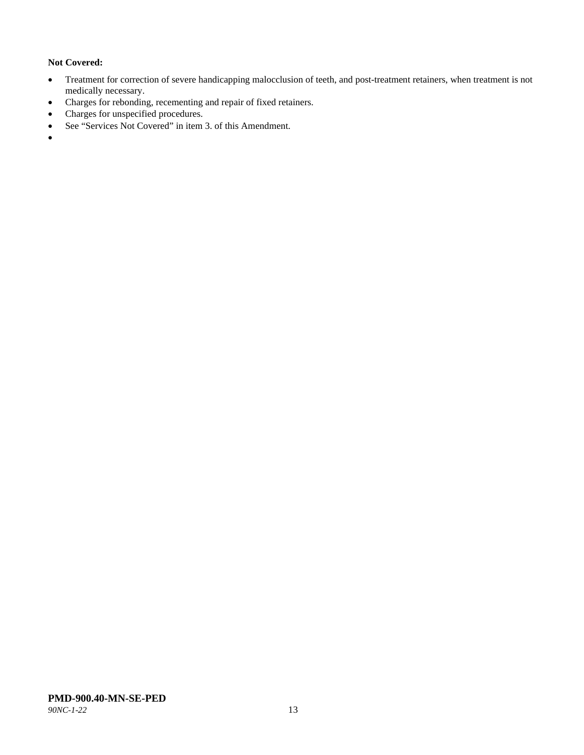**Not Covered:**

- Treatment for correction of severe handicapping malocclusion of teeth, and post-treatment retainers, when treatment is not medically necessary.
- Charges for rebonding, recementing and repair of fixed retainers.
- Charges for unspecified procedures.
- See “Services Not Covered” in item 3. of this Amendment.
-